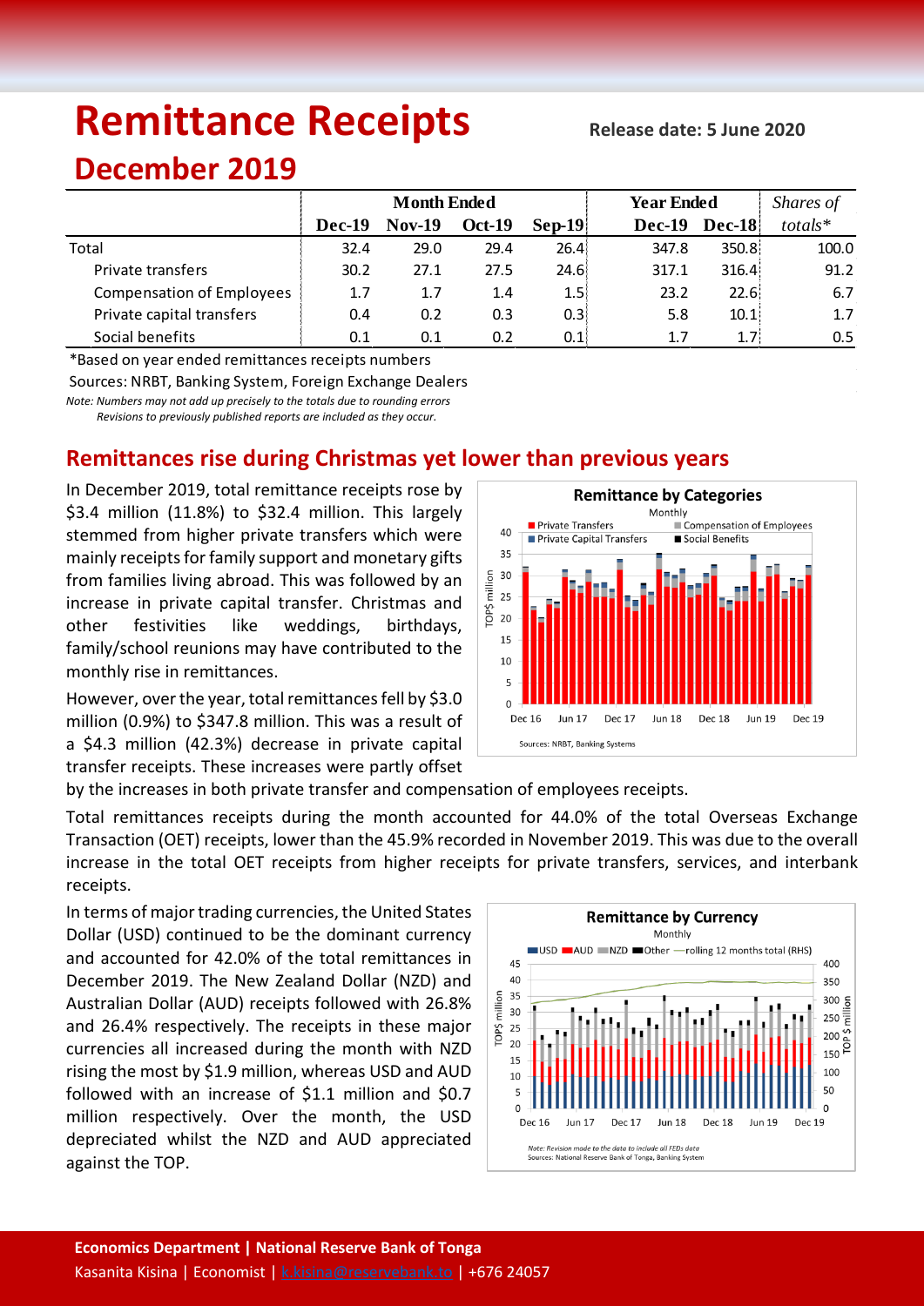# Remittance Receipts

**Release date: 5 June 2020**

## December 2019

| | Month Ended | | | | Year Ended | | *Shares of* |
|---|---|---|---|---|---|---|---|
| | **Dec-19** | **Nov-19** | **Oct-19** | **Sep-19** | **Dec-19** | **Dec-18** | *totals** |
| Total | 32.4 | 29.0 | 29.4 | 26.4 | 347.8 | 350.8 | 100.0 |
| Private transfers | 30.2 | 27.1 | 27.5 | 24.6 | 317.1 | 316.4 | 91.2 |
| Compensation of Employees | 1.7 | 1.7 | 1.4 | 1.5 | 23.2 | 22.6 | 6.7 |
| Private capital transfers | 0.4 | 0.2 | 0.3 | 0.3 | 5.8 | 10.1 | 1.7 |
| Social benefits | 0.1 | 0.1 | 0.2 | 0.1 | 1.7 | 1.7 | 0.5 |

*Based on year ended remittances receipts numbers

Sources: NRBT, Banking System, Foreign Exchange Dealers

*Note: Numbers may not add up precisely to the totals due to rounding errors*

*Revisions to previously published reports are included as they occur.*

## Remittances rise during Christmas yet lower than previous years

In December 2019, total remittance receipts rose by $3.4 million (11.8%) to $32.4 million. This largely stemmed from higher private transfers which were mainly receipts for family support and monetary gifts from families living abroad. This was followed by an increase in private capital transfer. Christmas and other festivities like weddings, birthdays, family/school reunions may have contributed to the monthly rise in remittances.

However, over the year, total remittances fell by $3.0 million (0.9%) to $347.8 million. This was a result of a $4.3 million (42.3%) decrease in private capital transfer receipts. These increases were partly offset by the increases in both private transfer and compensation of employees receipts.

Total remittances receipts during the month accounted for 44.0% of the total Overseas Exchange Transaction (OET) receipts, lower than the 45.9% recorded in November 2019. This was due to the overall increase in the total OET receipts from higher receipts for private transfers, services, and interbank receipts.

In terms of major trading currencies, the United States Dollar (USD) continued to be the dominant currency and accounted for 42.0% of the total remittances in December 2019. The New Zealand Dollar (NZD) and Australian Dollar (AUD) receipts followed with 26.8% and 26.4% respectively. The receipts in these major currencies all increased during the month with NZD rising the most by $1.9 million, whereas USD and AUD followed with an increase of $1.1 million and $0.7 million respectively. Over the month, the USD depreciated whilst the NZD and AUD appreciated against the TOP.

**Economics Department | National Reserve Bank of Tonga**

Kasanita Kisina | Economist | k.kisina@reservebank.to | +676 24057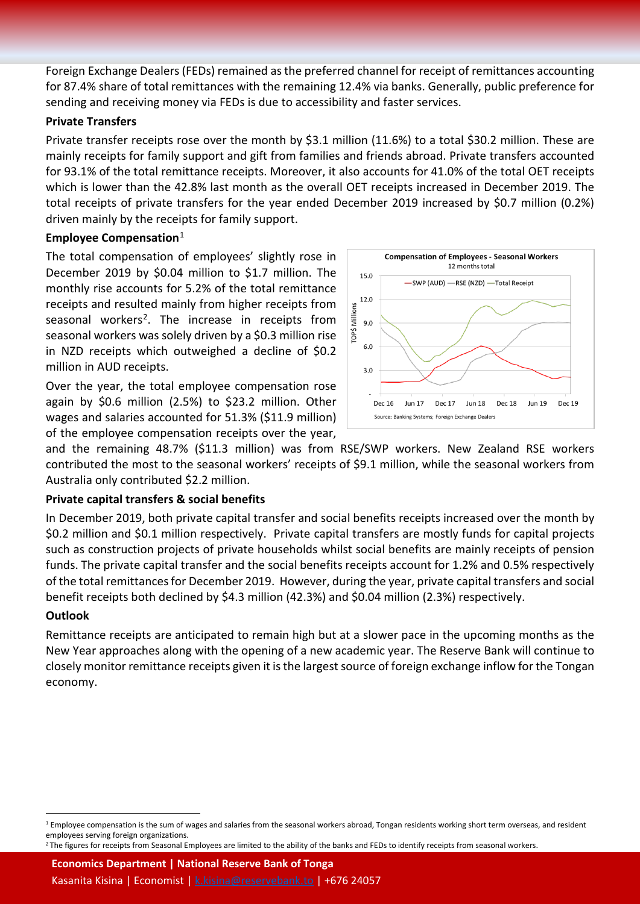Foreign Exchange Dealers (FEDs) remained as the preferred channel for receipt of remittances accounting for 87.4% share of total remittances with the remaining 12.4% via banks. Generally, public preference for sending and receiving money via FEDs is due to accessibility and faster services.

### Private Transfers

Private transfer receipts rose over the month by $3.1 million (11.6%) to a total $30.2 million. These are mainly receipts for family support and gift from families and friends abroad. Private transfers accounted for 93.1% of the total remittance receipts. Moreover, it also accounts for 41.0% of the total OET receipts which is lower than the 42.8% last month as the overall OET receipts increased in December 2019. The total receipts of private transfers for the year ended December 2019 increased by $0.7 million (0.2%) driven mainly by the receipts for family support.

### Employee Compensation[1]

The total compensation of employees' slightly rose in December 2019 by $0.04 million to $1.7 million. The monthly rise accounts for 5.2% of the total remittance receipts and resulted mainly from higher receipts from seasonal workers[2]. The increase in receipts from seasonal workers was solely driven by a $0.3 million rise in NZD receipts which outweighed a decline of $0.2 million in AUD receipts.

Over the year, the total employee compensation rose again by $0.6 million (2.5%) to $23.2 million. Other wages and salaries accounted for 51.3% ($11.9 million) of the employee compensation receipts over the year, and the remaining 48.7% ($11.3 million) was from RSE/SWP workers. New Zealand RSE workers contributed the most to the seasonal workers' receipts of $9.1 million, while the seasonal workers from Australia only contributed $2.2 million.

### Private capital transfers & social benefits

In December 2019, both private capital transfer and social benefits receipts increased over the month by $0.2 million and $0.1 million respectively. Private capital transfers are mostly funds for capital projects such as construction projects of private households whilst social benefits are mainly receipts of pension funds. The private capital transfer and the social benefits receipts account for 1.2% and 0.5% respectively of the total remittances for December 2019. However, during the year, private capital transfers and social benefit receipts both declined by $4.3 million (42.3%) and $0.04 million (2.3%) respectively.

### Outlook

Remittance receipts are anticipated to remain high but at a slower pace in the upcoming months as the New Year approaches along with the opening of a new academic year. The Reserve Bank will continue to closely monitor remittance receipts given it is the largest source of foreign exchange inflow for the Tongan economy.

[1] Employee compensation is the sum of wages and salaries from the seasonal workers abroad, Tongan residents working short term overseas, and resident employees serving foreign organizations.

[2] The figures for receipts from Seasonal Employees are limited to the ability of the banks and FEDs to identify receipts from seasonal workers.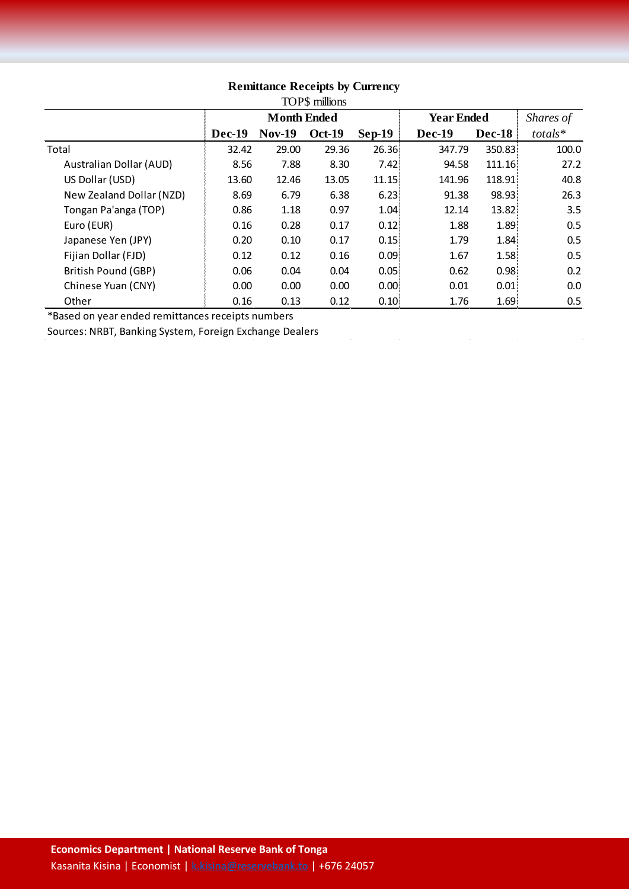**Remittance Receipts by Currency**

TOP$ millions

| | Month Ended | | | | Year Ended | | *Shares of* |
|---|---|---|---|---|---|---|---|
| | **Dec-19** | **Nov-19** | **Oct-19** | **Sep-19** | **Dec-19** | **Dec-18** | *totals** |
| Total | 32.42 | 29.00 | 29.36 | 26.36 | 347.79 | 350.83 | 100.0 |
| Australian Dollar (AUD) | 8.56 | 7.88 | 8.30 | 7.42 | 94.58 | 111.16 | 27.2 |
| US Dollar (USD) | 13.60 | 12.46 | 13.05 | 11.15 | 141.96 | 118.91 | 40.8 |
| New Zealand Dollar (NZD) | 8.69 | 6.79 | 6.38 | 6.23 | 91.38 | 98.93 | 26.3 |
| Tongan Pa'anga (TOP) | 0.86 | 1.18 | 0.97 | 1.04 | 12.14 | 13.82 | 3.5 |
| Euro (EUR) | 0.16 | 0.28 | 0.17 | 0.12 | 1.88 | 1.89 | 0.5 |
| Japanese Yen (JPY) | 0.20 | 0.10 | 0.17 | 0.15 | 1.79 | 1.84 | 0.5 |
| Fijian Dollar (FJD) | 0.12 | 0.12 | 0.16 | 0.09 | 1.67 | 1.58 | 0.5 |
| British Pound (GBP) | 0.06 | 0.04 | 0.04 | 0.05 | 0.62 | 0.98 | 0.2 |
| Chinese Yuan (CNY) | 0.00 | 0.00 | 0.00 | 0.00 | 0.01 | 0.01 | 0.0 |
| Other | 0.16 | 0.13 | 0.12 | 0.10 | 1.76 | 1.69 | 0.5 |

*Based on year ended remittances receipts numbers

Sources: NRBT, Banking System, Foreign Exchange Dealers

**Economics Department | National Reserve Bank of Tonga**

Kasanita Kisina | Economist | k.kisina@reservebank.to | +676 24057